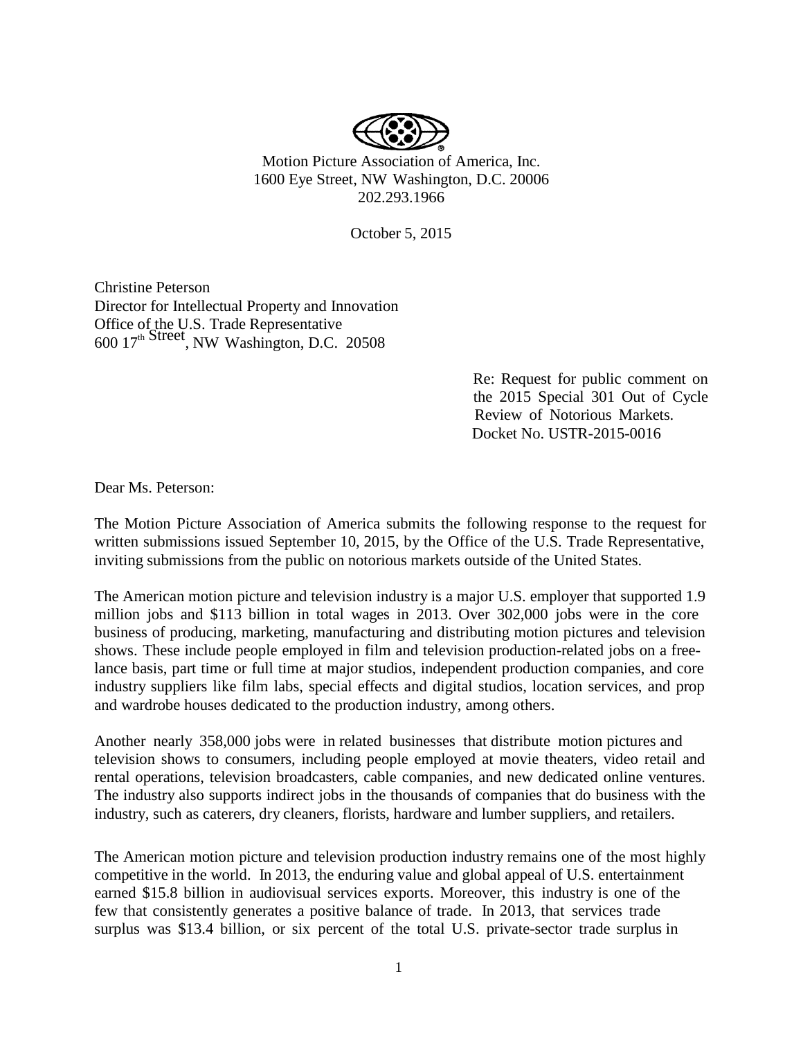Motion Picture Association of America, Inc.
1600 Eye Street, NW Washington, D.C. 20006
202.293.1966

October 5, 2015

Christine Peterson
Director for Intellectual Property and Innovation
Office of the U.S. Trade Representative
600 17th Street, NW Washington, D.C. 20508

Re: Request for public comment on the 2015 Special 301 Out of Cycle Review of Notorious Markets.
Docket No. USTR-2015-0016

Dear Ms. Peterson:

The Motion Picture Association of America submits the following response to the request for written submissions issued September 10, 2015, by the Office of the U.S. Trade Representative, inviting submissions from the public on notorious markets outside of the United States.

The American motion picture and television industry is a major U.S. employer that supported 1.9 million jobs and $113 billion in total wages in 2013. Over 302,000 jobs were in the core business of producing, marketing, manufacturing and distributing motion pictures and television shows. These include people employed in film and television production-related jobs on a free-lance basis, part time or full time at major studios, independent production companies, and core industry suppliers like film labs, special effects and digital studios, location services, and prop and wardrobe houses dedicated to the production industry, among others.

Another nearly 358,000 jobs were in related businesses that distribute motion pictures and television shows to consumers, including people employed at movie theaters, video retail and rental operations, television broadcasters, cable companies, and new dedicated online ventures. The industry also supports indirect jobs in the thousands of companies that do business with the industry, such as caterers, dry cleaners, florists, hardware and lumber suppliers, and retailers.

The American motion picture and television production industry remains one of the most highly competitive in the world. In 2013, the enduring value and global appeal of U.S. entertainment earned $15.8 billion in audiovisual services exports. Moreover, this industry is one of the few that consistently generates a positive balance of trade. In 2013, that services trade surplus was $13.4 billion, or six percent of the total U.S. private-sector trade surplus in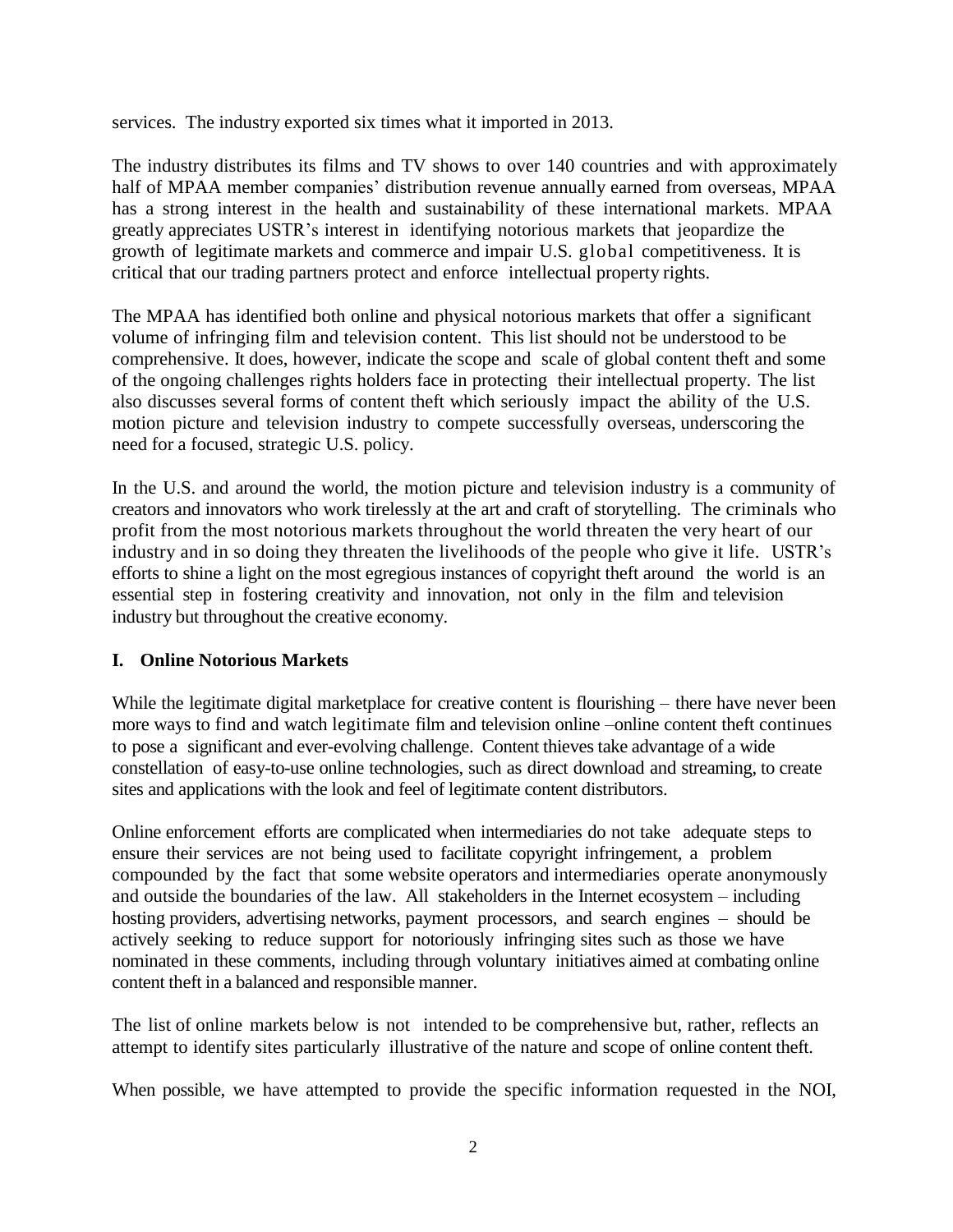services. The industry exported six times what it imported in 2013.

The industry distributes its films and TV shows to over 140 countries and with approximately half of MPAA member companies' distribution revenue annually earned from overseas, MPAA has a strong interest in the health and sustainability of these international markets. MPAA greatly appreciates USTR's interest in identifying notorious markets that jeopardize the growth of legitimate markets and commerce and impair U.S. global competitiveness. It is critical that our trading partners protect and enforce intellectual property rights.

The MPAA has identified both online and physical notorious markets that offer a significant volume of infringing film and television content. This list should not be understood to be comprehensive. It does, however, indicate the scope and scale of global content theft and some of the ongoing challenges rights holders face in protecting their intellectual property. The list also discusses several forms of content theft which seriously impact the ability of the U.S. motion picture and television industry to compete successfully overseas, underscoring the need for a focused, strategic U.S. policy.

In the U.S. and around the world, the motion picture and television industry is a community of creators and innovators who work tirelessly at the art and craft of storytelling. The criminals who profit from the most notorious markets throughout the world threaten the very heart of our industry and in so doing they threaten the livelihoods of the people who give it life. USTR's efforts to shine a light on the most egregious instances of copyright theft around the world is an essential step in fostering creativity and innovation, not only in the film and television industry but throughout the creative economy.

## I. Online Notorious Markets

While the legitimate digital marketplace for creative content is flourishing – there have never been more ways to find and watch legitimate film and television online –online content theft continues to pose a significant and ever-evolving challenge. Content thieves take advantage of a wide constellation of easy-to-use online technologies, such as direct download and streaming, to create sites and applications with the look and feel of legitimate content distributors.

Online enforcement efforts are complicated when intermediaries do not take adequate steps to ensure their services are not being used to facilitate copyright infringement, a problem compounded by the fact that some website operators and intermediaries operate anonymously and outside the boundaries of the law. All stakeholders in the Internet ecosystem – including hosting providers, advertising networks, payment processors, and search engines – should be actively seeking to reduce support for notoriously infringing sites such as those we have nominated in these comments, including through voluntary initiatives aimed at combating online content theft in a balanced and responsible manner.

The list of online markets below is not intended to be comprehensive but, rather, reflects an attempt to identify sites particularly illustrative of the nature and scope of online content theft.

When possible, we have attempted to provide the specific information requested in the NOI,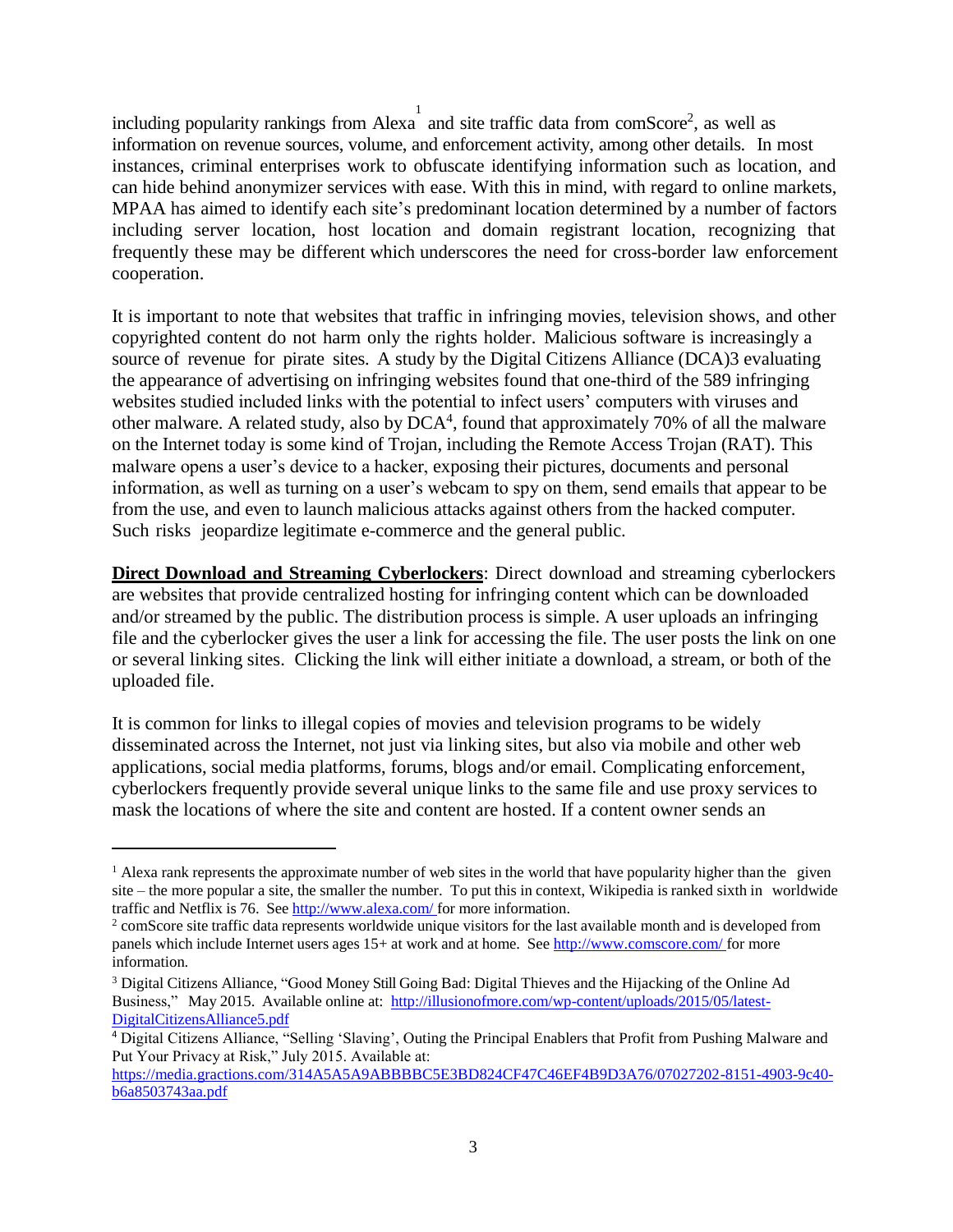including popularity rankings from Alexa[1] and site traffic data from comScore[2], as well as information on revenue sources, volume, and enforcement activity, among other details. In most instances, criminal enterprises work to obfuscate identifying information such as location, and can hide behind anonymizer services with ease. With this in mind, with regard to online markets, MPAA has aimed to identify each site's predominant location determined by a number of factors including server location, host location and domain registrant location, recognizing that frequently these may be different which underscores the need for cross-border law enforcement cooperation.

It is important to note that websites that traffic in infringing movies, television shows, and other copyrighted content do not harm only the rights holder. Malicious software is increasingly a source of revenue for pirate sites. A study by the Digital Citizens Alliance (DCA)3 evaluating the appearance of advertising on infringing websites found that one-third of the 589 infringing websites studied included links with the potential to infect users' computers with viruses and other malware. A related study, also by DCA[4], found that approximately 70% of all the malware on the Internet today is some kind of Trojan, including the Remote Access Trojan (RAT). This malware opens a user's device to a hacker, exposing their pictures, documents and personal information, as well as turning on a user's webcam to spy on them, send emails that appear to be from the use, and even to launch malicious attacks against others from the hacked computer. Such risks jeopardize legitimate e-commerce and the general public.

**Direct Download and Streaming Cyberlockers**: Direct download and streaming cyberlockers are websites that provide centralized hosting for infringing content which can be downloaded and/or streamed by the public. The distribution process is simple. A user uploads an infringing file and the cyberlocker gives the user a link for accessing the file. The user posts the link on one or several linking sites. Clicking the link will either initiate a download, a stream, or both of the uploaded file.

It is common for links to illegal copies of movies and television programs to be widely disseminated across the Internet, not just via linking sites, but also via mobile and other web applications, social media platforms, forums, blogs and/or email. Complicating enforcement, cyberlockers frequently provide several unique links to the same file and use proxy services to mask the locations of where the site and content are hosted. If a content owner sends an

---

[1] Alexa rank represents the approximate number of web sites in the world that have popularity higher than the given site – the more popular a site, the smaller the number. To put this in context, Wikipedia is ranked sixth in worldwide traffic and Netflix is 76. See http://www.alexa.com/ for more information.

[2] comScore site traffic data represents worldwide unique visitors for the last available month and is developed from panels which include Internet users ages 15+ at work and at home. See http://www.comscore.com/ for more information.

[3] Digital Citizens Alliance, "Good Money Still Going Bad: Digital Thieves and the Hijacking of the Online Ad Business," May 2015. Available online at: http://illusionofmore.com/wp-content/uploads/2015/05/latest-DigitalCitizensAlliance5.pdf

[4] Digital Citizens Alliance, "Selling 'Slaving', Outing the Principal Enablers that Profit from Pushing Malware and Put Your Privacy at Risk," July 2015. Available at: https://media.gractions.com/314A5A5A9ABBBBC5E3BD824CF47C46EF4B9D3A76/07027202-8151-4903-9c40-b6a8503743aa.pdf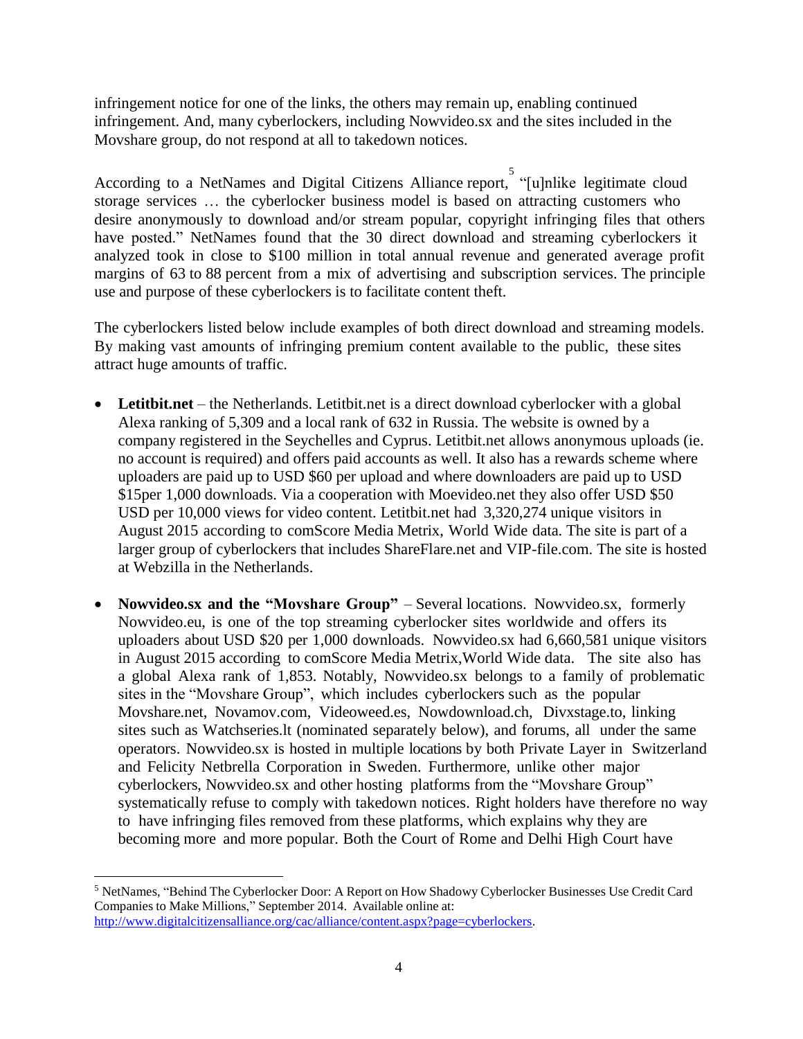infringement notice for one of the links, the others may remain up, enabling continued infringement. And, many cyberlockers, including Nowvideo.sx and the sites included in the Movshare group, do not respond at all to takedown notices.

According to a NetNames and Digital Citizens Alliance report,[5] "[u]nlike legitimate cloud storage services … the cyberlocker business model is based on attracting customers who desire anonymously to download and/or stream popular, copyright infringing files that others have posted." NetNames found that the 30 direct download and streaming cyberlockers it analyzed took in close to $100 million in total annual revenue and generated average profit margins of 63 to 88 percent from a mix of advertising and subscription services. The principle use and purpose of these cyberlockers is to facilitate content theft.

The cyberlockers listed below include examples of both direct download and streaming models. By making vast amounts of infringing premium content available to the public, these sites attract huge amounts of traffic.

- **Letitbit.net** – the Netherlands. Letitbit.net is a direct download cyberlocker with a global Alexa ranking of 5,309 and a local rank of 632 in Russia. The website is owned by a company registered in the Seychelles and Cyprus. Letitbit.net allows anonymous uploads (ie. no account is required) and offers paid accounts as well. It also has a rewards scheme where uploaders are paid up to USD $60 per upload and where downloaders are paid up to USD $15per 1,000 downloads. Via a cooperation with Moevideo.net they also offer USD $50 USD per 10,000 views for video content. Letitbit.net had 3,320,274 unique visitors in August 2015 according to comScore Media Metrix, World Wide data. The site is part of a larger group of cyberlockers that includes ShareFlare.net and VIP-file.com. The site is hosted at Webzilla in the Netherlands.

- **Nowvideo.sx and the "Movshare Group"** – Several locations. Nowvideo.sx, formerly Nowvideo.eu, is one of the top streaming cyberlocker sites worldwide and offers its uploaders about USD $20 per 1,000 downloads. Nowvideo.sx had 6,660,581 unique visitors in August 2015 according to comScore Media Metrix,World Wide data. The site also has a global Alexa rank of 1,853. Notably, Nowvideo.sx belongs to a family of problematic sites in the "Movshare Group", which includes cyberlockers such as the popular Movshare.net, Novamov.com, Videoweed.es, Nowdownload.ch, Divxstage.to, linking sites such as Watchseries.lt (nominated separately below), and forums, all under the same operators. Nowvideo.sx is hosted in multiple locations by both Private Layer in Switzerland and Felicity Netbrella Corporation in Sweden. Furthermore, unlike other major cyberlockers, Nowvideo.sx and other hosting platforms from the "Movshare Group" systematically refuse to comply with takedown notices. Right holders have therefore no way to have infringing files removed from these platforms, which explains why they are becoming more and more popular. Both the Court of Rome and Delhi High Court have

---

[5] NetNames, "Behind The Cyberlocker Door: A Report on How Shadowy Cyberlocker Businesses Use Credit Card Companies to Make Millions," September 2014. Available online at: http://www.digitalcitizensalliance.org/cac/alliance/content.aspx?page=cyberlockers.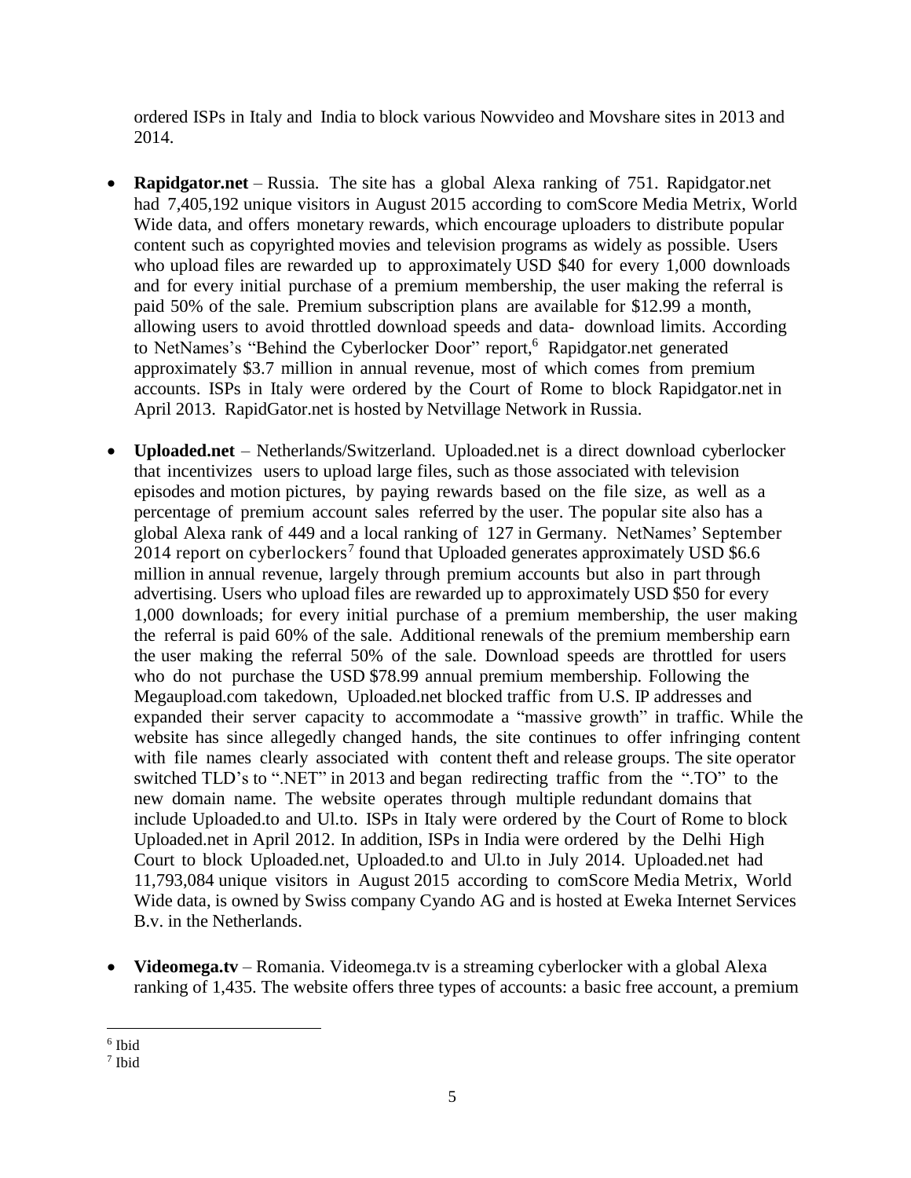ordered ISPs in Italy and India to block various Nowvideo and Movshare sites in 2013 and 2014.

- **Rapidgator.net** – Russia. The site has a global Alexa ranking of 751. Rapidgator.net had 7,405,192 unique visitors in August 2015 according to comScore Media Metrix, World Wide data, and offers monetary rewards, which encourage uploaders to distribute popular content such as copyrighted movies and television programs as widely as possible. Users who upload files are rewarded up to approximately USD $40 for every 1,000 downloads and for every initial purchase of a premium membership, the user making the referral is paid 50% of the sale. Premium subscription plans are available for $12.99 a month, allowing users to avoid throttled download speeds and data- download limits. According to NetNames's "Behind the Cyberlocker Door" report,[6] Rapidgator.net generated approximately $3.7 million in annual revenue, most of which comes from premium accounts. ISPs in Italy were ordered by the Court of Rome to block Rapidgator.net in April 2013. RapidGator.net is hosted by Netvillage Network in Russia.

- **Uploaded.net** – Netherlands/Switzerland. Uploaded.net is a direct download cyberlocker that incentivizes users to upload large files, such as those associated with television episodes and motion pictures, by paying rewards based on the file size, as well as a percentage of premium account sales referred by the user. The popular site also has a global Alexa rank of 449 and a local ranking of 127 in Germany. NetNames' September 2014 report on cyberlockers[7] found that Uploaded generates approximately USD $6.6 million in annual revenue, largely through premium accounts but also in part through advertising. Users who upload files are rewarded up to approximately USD $50 for every 1,000 downloads; for every initial purchase of a premium membership, the user making the referral is paid 60% of the sale. Additional renewals of the premium membership earn the user making the referral 50% of the sale. Download speeds are throttled for users who do not purchase the USD $78.99 annual premium membership. Following the Megaupload.com takedown, Uploaded.net blocked traffic from U.S. IP addresses and expanded their server capacity to accommodate a "massive growth" in traffic. While the website has since allegedly changed hands, the site continues to offer infringing content with file names clearly associated with content theft and release groups. The site operator switched TLD's to ".NET" in 2013 and began redirecting traffic from the ".TO" to the new domain name. The website operates through multiple redundant domains that include Uploaded.to and Ul.to. ISPs in Italy were ordered by the Court of Rome to block Uploaded.net in April 2012. In addition, ISPs in India were ordered by the Delhi High Court to block Uploaded.net, Uploaded.to and Ul.to in July 2014. Uploaded.net had 11,793,084 unique visitors in August 2015 according to comScore Media Metrix, World Wide data, is owned by Swiss company Cyando AG and is hosted at Eweka Internet Services B.v. in the Netherlands.

- **Videomega.tv** – Romania. Videomega.tv is a streaming cyberlocker with a global Alexa ranking of 1,435. The website offers three types of accounts: a basic free account, a premium

[6] Ibid

[7] Ibid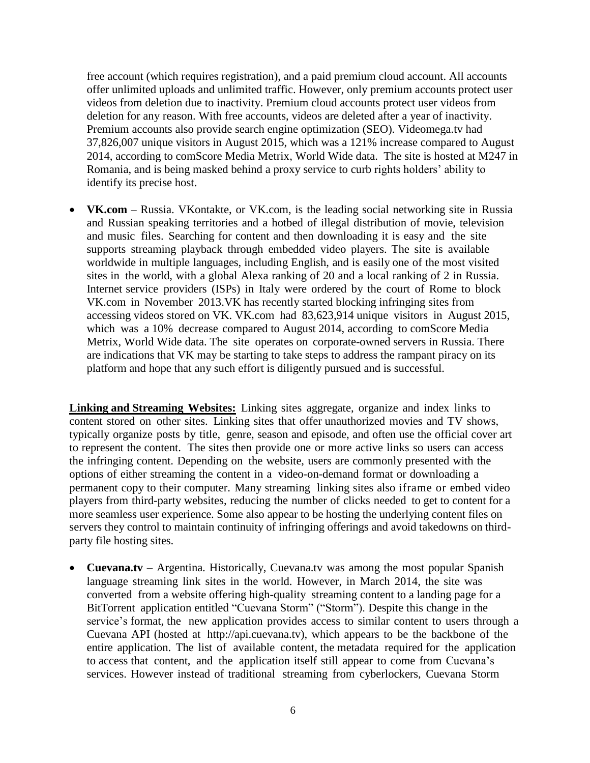free account (which requires registration), and a paid premium cloud account. All accounts offer unlimited uploads and unlimited traffic. However, only premium accounts protect user videos from deletion due to inactivity. Premium cloud accounts protect user videos from deletion for any reason. With free accounts, videos are deleted after a year of inactivity. Premium accounts also provide search engine optimization (SEO). Videomega.tv had 37,826,007 unique visitors in August 2015, which was a 121% increase compared to August 2014, according to comScore Media Metrix, World Wide data. The site is hosted at M247 in Romania, and is being masked behind a proxy service to curb rights holders' ability to identify its precise host.

- **VK.com** – Russia. VKontakte, or VK.com, is the leading social networking site in Russia and Russian speaking territories and a hotbed of illegal distribution of movie, television and music files. Searching for content and then downloading it is easy and the site supports streaming playback through embedded video players. The site is available worldwide in multiple languages, including English, and is easily one of the most visited sites in the world, with a global Alexa ranking of 20 and a local ranking of 2 in Russia. Internet service providers (ISPs) in Italy were ordered by the court of Rome to block VK.com in November 2013.VK has recently started blocking infringing sites from accessing videos stored on VK. VK.com had 83,623,914 unique visitors in August 2015, which was a 10% decrease compared to August 2014, according to comScore Media Metrix, World Wide data. The site operates on corporate-owned servers in Russia. There are indications that VK may be starting to take steps to address the rampant piracy on its platform and hope that any such effort is diligently pursued and is successful.

**Linking and Streaming Websites:** Linking sites aggregate, organize and index links to content stored on other sites. Linking sites that offer unauthorized movies and TV shows, typically organize posts by title, genre, season and episode, and often use the official cover art to represent the content. The sites then provide one or more active links so users can access the infringing content. Depending on the website, users are commonly presented with the options of either streaming the content in a video-on-demand format or downloading a permanent copy to their computer. Many streaming linking sites also iframe or embed video players from third-party websites, reducing the number of clicks needed to get to content for a more seamless user experience. Some also appear to be hosting the underlying content files on servers they control to maintain continuity of infringing offerings and avoid takedowns on third-party file hosting sites.

- **Cuevana.tv** – Argentina. Historically, Cuevana.tv was among the most popular Spanish language streaming link sites in the world. However, in March 2014, the site was converted from a website offering high-quality streaming content to a landing page for a BitTorrent application entitled "Cuevana Storm" ("Storm"). Despite this change in the service's format, the new application provides access to similar content to users through a Cuevana API (hosted at http://api.cuevana.tv), which appears to be the backbone of the entire application. The list of available content, the metadata required for the application to access that content, and the application itself still appear to come from Cuevana's services. However instead of traditional streaming from cyberlockers, Cuevana Storm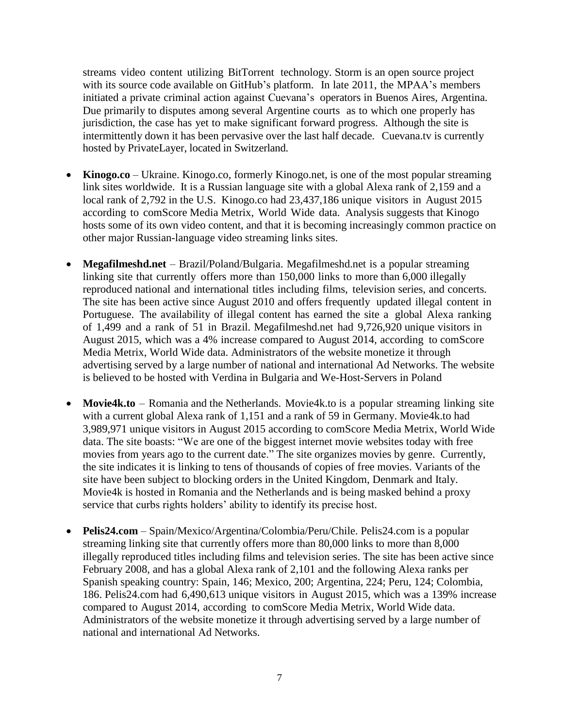streams video content utilizing BitTorrent technology. Storm is an open source project with its source code available on GitHub's platform. In late 2011, the MPAA's members initiated a private criminal action against Cuevana's operators in Buenos Aires, Argentina. Due primarily to disputes among several Argentine courts as to which one properly has jurisdiction, the case has yet to make significant forward progress. Although the site is intermittently down it has been pervasive over the last half decade. Cuevana.tv is currently hosted by PrivateLayer, located in Switzerland.

- **Kinogo.co** – Ukraine. Kinogo.co, formerly Kinogo.net, is one of the most popular streaming link sites worldwide. It is a Russian language site with a global Alexa rank of 2,159 and a local rank of 2,792 in the U.S. Kinogo.co had 23,437,186 unique visitors in August 2015 according to comScore Media Metrix, World Wide data. Analysis suggests that Kinogo hosts some of its own video content, and that it is becoming increasingly common practice on other major Russian-language video streaming links sites.

- **Megafilmeshd.net** – Brazil/Poland/Bulgaria. Megafilmeshd.net is a popular streaming linking site that currently offers more than 150,000 links to more than 6,000 illegally reproduced national and international titles including films, television series, and concerts. The site has been active since August 2010 and offers frequently updated illegal content in Portuguese. The availability of illegal content has earned the site a global Alexa ranking of 1,499 and a rank of 51 in Brazil. Megafilmeshd.net had 9,726,920 unique visitors in August 2015, which was a 4% increase compared to August 2014, according to comScore Media Metrix, World Wide data. Administrators of the website monetize it through advertising served by a large number of national and international Ad Networks. The website is believed to be hosted with Verdina in Bulgaria and We-Host-Servers in Poland

- **Movie4k.to** – Romania and the Netherlands. Movie4k.to is a popular streaming linking site with a current global Alexa rank of 1,151 and a rank of 59 in Germany. Movie4k.to had 3,989,971 unique visitors in August 2015 according to comScore Media Metrix, World Wide data. The site boasts: "We are one of the biggest internet movie websites today with free movies from years ago to the current date." The site organizes movies by genre. Currently, the site indicates it is linking to tens of thousands of copies of free movies. Variants of the site have been subject to blocking orders in the United Kingdom, Denmark and Italy. Movie4k is hosted in Romania and the Netherlands and is being masked behind a proxy service that curbs rights holders' ability to identify its precise host.

- **Pelis24.com** – Spain/Mexico/Argentina/Colombia/Peru/Chile. Pelis24.com is a popular streaming linking site that currently offers more than 80,000 links to more than 8,000 illegally reproduced titles including films and television series. The site has been active since February 2008, and has a global Alexa rank of 2,101 and the following Alexa ranks per Spanish speaking country: Spain, 146; Mexico, 200; Argentina, 224; Peru, 124; Colombia, 186. Pelis24.com had 6,490,613 unique visitors in August 2015, which was a 139% increase compared to August 2014, according to comScore Media Metrix, World Wide data. Administrators of the website monetize it through advertising served by a large number of national and international Ad Networks.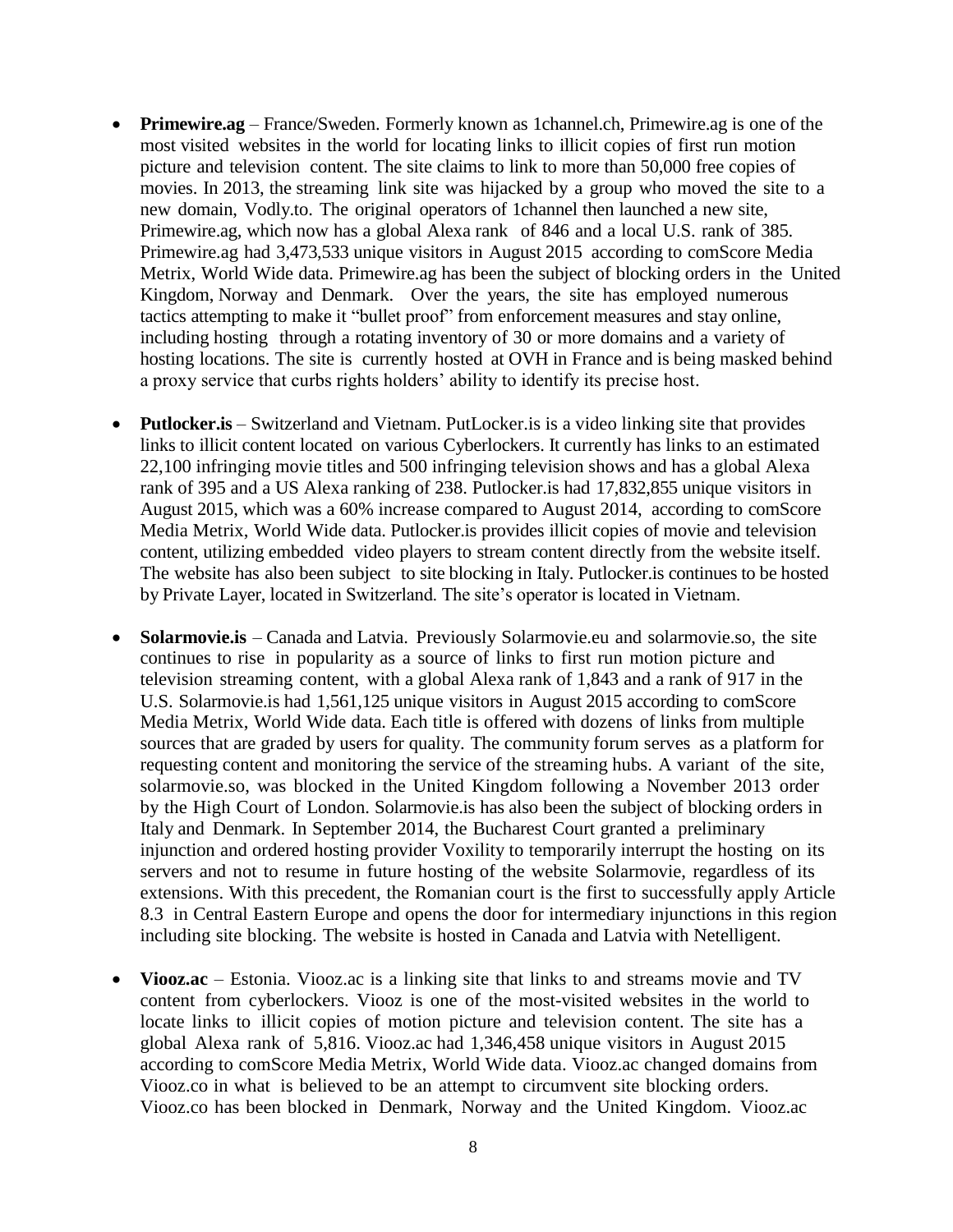- **Primewire.ag** – France/Sweden. Formerly known as 1channel.ch, Primewire.ag is one of the most visited websites in the world for locating links to illicit copies of first run motion picture and television content. The site claims to link to more than 50,000 free copies of movies. In 2013, the streaming link site was hijacked by a group who moved the site to a new domain, Vodly.to. The original operators of 1channel then launched a new site, Primewire.ag, which now has a global Alexa rank of 846 and a local U.S. rank of 385. Primewire.ag had 3,473,533 unique visitors in August 2015 according to comScore Media Metrix, World Wide data. Primewire.ag has been the subject of blocking orders in the United Kingdom, Norway and Denmark. Over the years, the site has employed numerous tactics attempting to make it "bullet proof" from enforcement measures and stay online, including hosting through a rotating inventory of 30 or more domains and a variety of hosting locations. The site is currently hosted at OVH in France and is being masked behind a proxy service that curbs rights holders' ability to identify its precise host.

- **Putlocker.is** – Switzerland and Vietnam. PutLocker.is is a video linking site that provides links to illicit content located on various Cyberlockers. It currently has links to an estimated 22,100 infringing movie titles and 500 infringing television shows and has a global Alexa rank of 395 and a US Alexa ranking of 238. Putlocker.is had 17,832,855 unique visitors in August 2015, which was a 60% increase compared to August 2014, according to comScore Media Metrix, World Wide data. Putlocker.is provides illicit copies of movie and television content, utilizing embedded video players to stream content directly from the website itself. The website has also been subject to site blocking in Italy. Putlocker.is continues to be hosted by Private Layer, located in Switzerland. The site's operator is located in Vietnam.

- **Solarmovie.is** – Canada and Latvia. Previously Solarmovie.eu and solarmovie.so, the site continues to rise in popularity as a source of links to first run motion picture and television streaming content, with a global Alexa rank of 1,843 and a rank of 917 in the U.S. Solarmovie.is had 1,561,125 unique visitors in August 2015 according to comScore Media Metrix, World Wide data. Each title is offered with dozens of links from multiple sources that are graded by users for quality. The community forum serves as a platform for requesting content and monitoring the service of the streaming hubs. A variant of the site, solarmovie.so, was blocked in the United Kingdom following a November 2013 order by the High Court of London. Solarmovie.is has also been the subject of blocking orders in Italy and Denmark. In September 2014, the Bucharest Court granted a preliminary injunction and ordered hosting provider Voxility to temporarily interrupt the hosting on its servers and not to resume in future hosting of the website Solarmovie, regardless of its extensions. With this precedent, the Romanian court is the first to successfully apply Article 8.3 in Central Eastern Europe and opens the door for intermediary injunctions in this region including site blocking. The website is hosted in Canada and Latvia with Netelligent.

- **Viooz.ac** – Estonia. Viooz.ac is a linking site that links to and streams movie and TV content from cyberlockers. Viooz is one of the most-visited websites in the world to locate links to illicit copies of motion picture and television content. The site has a global Alexa rank of 5,816. Viooz.ac had 1,346,458 unique visitors in August 2015 according to comScore Media Metrix, World Wide data. Viooz.ac changed domains from Viooz.co in what is believed to be an attempt to circumvent site blocking orders. Viooz.co has been blocked in Denmark, Norway and the United Kingdom. Viooz.ac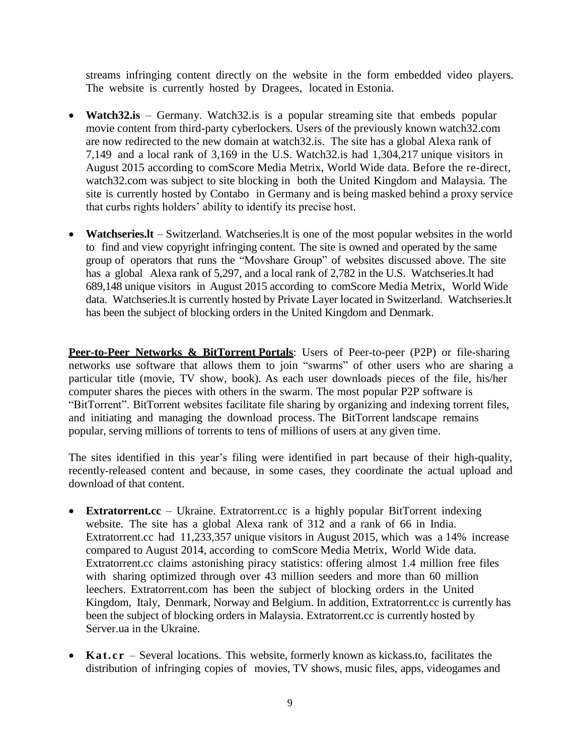streams infringing content directly on the website in the form embedded video players. The website is currently hosted by Dragees, located in Estonia.

- **Watch32.is** – Germany. Watch32.is is a popular streaming site that embeds popular movie content from third-party cyberlockers. Users of the previously known watch32.com are now redirected to the new domain at watch32.is. The site has a global Alexa rank of 7,149 and a local rank of 3,169 in the U.S. Watch32.is had 1,304,217 unique visitors in August 2015 according to comScore Media Metrix, World Wide data. Before the re-direct, watch32.com was subject to site blocking in both the United Kingdom and Malaysia. The site is currently hosted by Contabo in Germany and is being masked behind a proxy service that curbs rights holders' ability to identify its precise host.

- **Watchseries.lt** – Switzerland. Watchseries.lt is one of the most popular websites in the world to find and view copyright infringing content. The site is owned and operated by the same group of operators that runs the "Movshare Group" of websites discussed above. The site has a global Alexa rank of 5,297, and a local rank of 2,782 in the U.S. Watchseries.lt had 689,148 unique visitors in August 2015 according to comScore Media Metrix, World Wide data. Watchseries.lt is currently hosted by Private Layer located in Switzerland. Watchseries.lt has been the subject of blocking orders in the United Kingdom and Denmark.

**Peer-to-Peer Networks & BitTorrent Portals**: Users of Peer-to-peer (P2P) or file-sharing networks use software that allows them to join "swarms" of other users who are sharing a particular title (movie, TV show, book). As each user downloads pieces of the file, his/her computer shares the pieces with others in the swarm. The most popular P2P software is "BitTorrent". BitTorrent websites facilitate file sharing by organizing and indexing torrent files, and initiating and managing the download process. The BitTorrent landscape remains popular, serving millions of torrents to tens of millions of users at any given time.

The sites identified in this year's filing were identified in part because of their high-quality, recently-released content and because, in some cases, they coordinate the actual upload and download of that content.

- **Extratorrent.cc** – Ukraine. Extratorrent.cc is a highly popular BitTorrent indexing website. The site has a global Alexa rank of 312 and a rank of 66 in India. Extratorrent.cc had 11,233,357 unique visitors in August 2015, which was a 14% increase compared to August 2014, according to comScore Media Metrix, World Wide data. Extratorrent.cc claims astonishing piracy statistics: offering almost 1.4 million free files with sharing optimized through over 43 million seeders and more than 60 million leechers. Extratorrent.com has been the subject of blocking orders in the United Kingdom, Italy, Denmark, Norway and Belgium. In addition, Extratorrent.cc is currently has been the subject of blocking orders in Malaysia. Extratorrent.cc is currently hosted by Server.ua in the Ukraine.

- **Kat.cr** – Several locations. This website, formerly known as kickass.to, facilitates the distribution of infringing copies of movies, TV shows, music files, apps, videogames and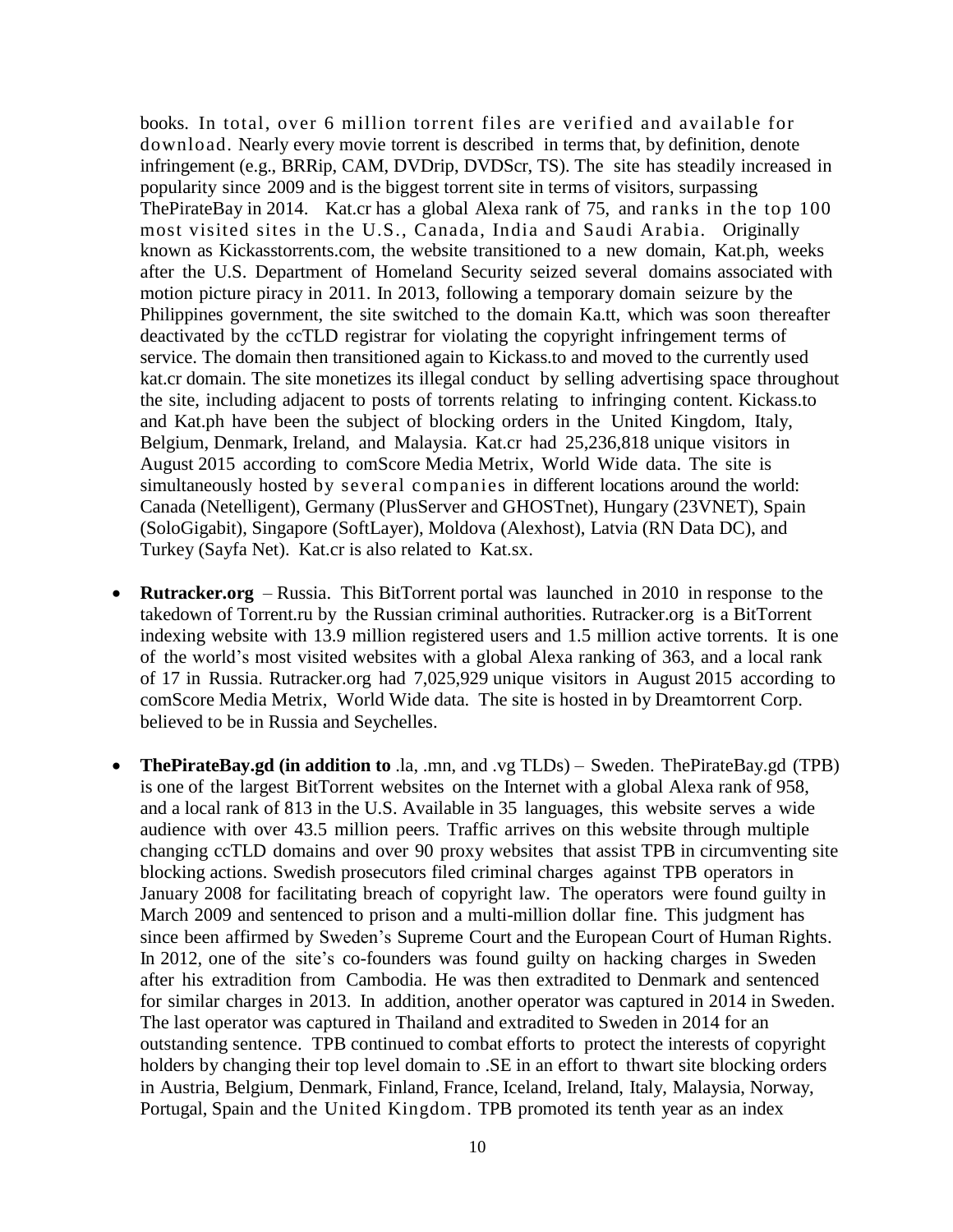books. In total, over 6 million torrent files are verified and available for download. Nearly every movie torrent is described in terms that, by definition, denote infringement (e.g., BRRip, CAM, DVDrip, DVDScr, TS). The site has steadily increased in popularity since 2009 and is the biggest torrent site in terms of visitors, surpassing ThePirateBay in 2014. Kat.cr has a global Alexa rank of 75, and ranks in the top 100 most visited sites in the U.S., Canada, India and Saudi Arabia. Originally known as Kickasstorrents.com, the website transitioned to a new domain, Kat.ph, weeks after the U.S. Department of Homeland Security seized several domains associated with motion picture piracy in 2011. In 2013, following a temporary domain seizure by the Philippines government, the site switched to the domain Ka.tt, which was soon thereafter deactivated by the ccTLD registrar for violating the copyright infringement terms of service. The domain then transitioned again to Kickass.to and moved to the currently used kat.cr domain. The site monetizes its illegal conduct by selling advertising space throughout the site, including adjacent to posts of torrents relating to infringing content. Kickass.to and Kat.ph have been the subject of blocking orders in the United Kingdom, Italy, Belgium, Denmark, Ireland, and Malaysia. Kat.cr had 25,236,818 unique visitors in August 2015 according to comScore Media Metrix, World Wide data. The site is simultaneously hosted by several companies in different locations around the world: Canada (Netelligent), Germany (PlusServer and GHOSTnet), Hungary (23VNET), Spain (SoloGigabit), Singapore (SoftLayer), Moldova (Alexhost), Latvia (RN Data DC), and Turkey (Sayfa Net). Kat.cr is also related to Kat.sx.

- **Rutracker.org** – Russia. This BitTorrent portal was launched in 2010 in response to the takedown of Torrent.ru by the Russian criminal authorities. Rutracker.org is a BitTorrent indexing website with 13.9 million registered users and 1.5 million active torrents. It is one of the world's most visited websites with a global Alexa ranking of 363, and a local rank of 17 in Russia. Rutracker.org had 7,025,929 unique visitors in August 2015 according to comScore Media Metrix, World Wide data. The site is hosted in by Dreamtorrent Corp. believed to be in Russia and Seychelles.

- **ThePirateBay.gd (in addition to** .la, .mn, and .vg TLDs) – Sweden. ThePirateBay.gd (TPB) is one of the largest BitTorrent websites on the Internet with a global Alexa rank of 958, and a local rank of 813 in the U.S. Available in 35 languages, this website serves a wide audience with over 43.5 million peers. Traffic arrives on this website through multiple changing ccTLD domains and over 90 proxy websites that assist TPB in circumventing site blocking actions. Swedish prosecutors filed criminal charges against TPB operators in January 2008 for facilitating breach of copyright law. The operators were found guilty in March 2009 and sentenced to prison and a multi-million dollar fine. This judgment has since been affirmed by Sweden's Supreme Court and the European Court of Human Rights. In 2012, one of the site's co-founders was found guilty on hacking charges in Sweden after his extradition from Cambodia. He was then extradited to Denmark and sentenced for similar charges in 2013. In addition, another operator was captured in 2014 in Sweden. The last operator was captured in Thailand and extradited to Sweden in 2014 for an outstanding sentence. TPB continued to combat efforts to protect the interests of copyright holders by changing their top level domain to .SE in an effort to thwart site blocking orders in Austria, Belgium, Denmark, Finland, France, Iceland, Ireland, Italy, Malaysia, Norway, Portugal, Spain and the United Kingdom. TPB promoted its tenth year as an index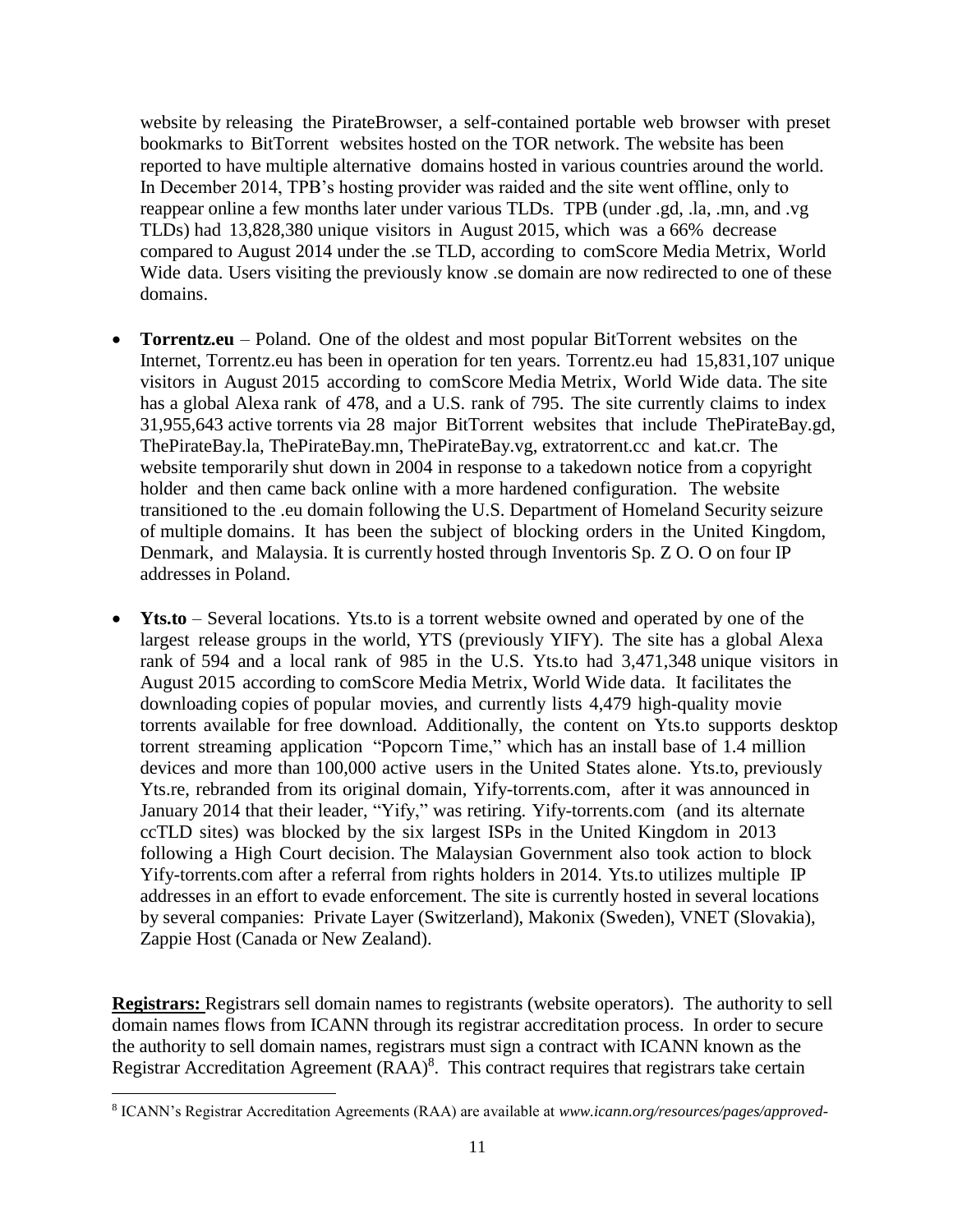website by releasing the PirateBrowser, a self-contained portable web browser with preset bookmarks to BitTorrent websites hosted on the TOR network. The website has been reported to have multiple alternative domains hosted in various countries around the world. In December 2014, TPB's hosting provider was raided and the site went offline, only to reappear online a few months later under various TLDs. TPB (under .gd, .la, .mn, and .vg TLDs) had 13,828,380 unique visitors in August 2015, which was a 66% decrease compared to August 2014 under the .se TLD, according to comScore Media Metrix, World Wide data. Users visiting the previously know .se domain are now redirected to one of these domains.

- **Torrentz.eu** – Poland. One of the oldest and most popular BitTorrent websites on the Internet, Torrentz.eu has been in operation for ten years. Torrentz.eu had 15,831,107 unique visitors in August 2015 according to comScore Media Metrix, World Wide data. The site has a global Alexa rank of 478, and a U.S. rank of 795. The site currently claims to index 31,955,643 active torrents via 28 major BitTorrent websites that include ThePirateBay.gd, ThePirateBay.la, ThePirateBay.mn, ThePirateBay.vg, extratorrent.cc and kat.cr. The website temporarily shut down in 2004 in response to a takedown notice from a copyright holder and then came back online with a more hardened configuration. The website transitioned to the .eu domain following the U.S. Department of Homeland Security seizure of multiple domains. It has been the subject of blocking orders in the United Kingdom, Denmark, and Malaysia. It is currently hosted through Inventoris Sp. Z O. O on four IP addresses in Poland.

- **Yts.to** – Several locations. Yts.to is a torrent website owned and operated by one of the largest release groups in the world, YTS (previously YIFY). The site has a global Alexa rank of 594 and a local rank of 985 in the U.S. Yts.to had 3,471,348 unique visitors in August 2015 according to comScore Media Metrix, World Wide data. It facilitates the downloading copies of popular movies, and currently lists 4,479 high-quality movie torrents available for free download. Additionally, the content on Yts.to supports desktop torrent streaming application "Popcorn Time," which has an install base of 1.4 million devices and more than 100,000 active users in the United States alone. Yts.to, previously Yts.re, rebranded from its original domain, Yify-torrents.com, after it was announced in January 2014 that their leader, "Yify," was retiring. Yify-torrents.com (and its alternate ccTLD sites) was blocked by the six largest ISPs in the United Kingdom in 2013 following a High Court decision. The Malaysian Government also took action to block Yify-torrents.com after a referral from rights holders in 2014. Yts.to utilizes multiple IP addresses in an effort to evade enforcement. The site is currently hosted in several locations by several companies: Private Layer (Switzerland), Makonix (Sweden), VNET (Slovakia), Zappie Host (Canada or New Zealand).

**Registrars:** Registrars sell domain names to registrants (website operators). The authority to sell domain names flows from ICANN through its registrar accreditation process. In order to secure the authority to sell domain names, registrars must sign a contract with ICANN known as the Registrar Accreditation Agreement (RAA)[8]. This contract requires that registrars take certain

[8] ICANN's Registrar Accreditation Agreements (RAA) are available at *www.icann.org/resources/pages/approved-*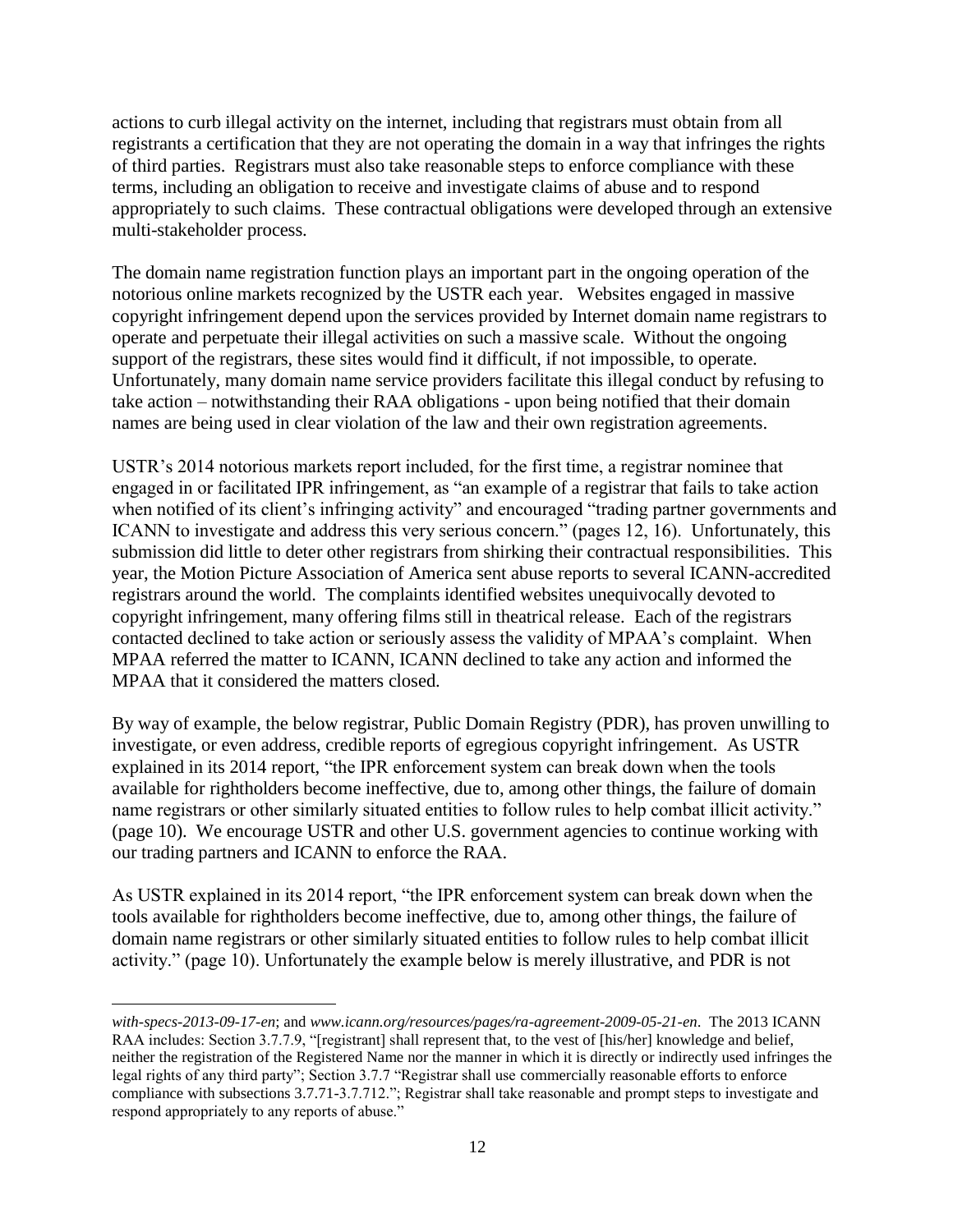actions to curb illegal activity on the internet, including that registrars must obtain from all registrants a certification that they are not operating the domain in a way that infringes the rights of third parties. Registrars must also take reasonable steps to enforce compliance with these terms, including an obligation to receive and investigate claims of abuse and to respond appropriately to such claims. These contractual obligations were developed through an extensive multi-stakeholder process.

The domain name registration function plays an important part in the ongoing operation of the notorious online markets recognized by the USTR each year. Websites engaged in massive copyright infringement depend upon the services provided by Internet domain name registrars to operate and perpetuate their illegal activities on such a massive scale. Without the ongoing support of the registrars, these sites would find it difficult, if not impossible, to operate. Unfortunately, many domain name service providers facilitate this illegal conduct by refusing to take action – notwithstanding their RAA obligations - upon being notified that their domain names are being used in clear violation of the law and their own registration agreements.

USTR's 2014 notorious markets report included, for the first time, a registrar nominee that engaged in or facilitated IPR infringement, as "an example of a registrar that fails to take action when notified of its client's infringing activity" and encouraged "trading partner governments and ICANN to investigate and address this very serious concern." (pages 12, 16). Unfortunately, this submission did little to deter other registrars from shirking their contractual responsibilities. This year, the Motion Picture Association of America sent abuse reports to several ICANN-accredited registrars around the world. The complaints identified websites unequivocally devoted to copyright infringement, many offering films still in theatrical release. Each of the registrars contacted declined to take action or seriously assess the validity of MPAA's complaint. When MPAA referred the matter to ICANN, ICANN declined to take any action and informed the MPAA that it considered the matters closed.

By way of example, the below registrar, Public Domain Registry (PDR), has proven unwilling to investigate, or even address, credible reports of egregious copyright infringement. As USTR explained in its 2014 report, "the IPR enforcement system can break down when the tools available for rightholders become ineffective, due to, among other things, the failure of domain name registrars or other similarly situated entities to follow rules to help combat illicit activity." (page 10). We encourage USTR and other U.S. government agencies to continue working with our trading partners and ICANN to enforce the RAA.

As USTR explained in its 2014 report, "the IPR enforcement system can break down when the tools available for rightholders become ineffective, due to, among other things, the failure of domain name registrars or other similarly situated entities to follow rules to help combat illicit activity." (page 10). Unfortunately the example below is merely illustrative, and PDR is not

---

*with-specs-2013-09-17-en*; and *www.icann.org/resources/pages/ra-agreement-2009-05-21-en*. The 2013 ICANN RAA includes: Section 3.7.7.9, "[registrant] shall represent that, to the vest of [his/her] knowledge and belief, neither the registration of the Registered Name nor the manner in which it is directly or indirectly used infringes the legal rights of any third party"; Section 3.7.7 "Registrar shall use commercially reasonable efforts to enforce compliance with subsections 3.7.71-3.7.712."; Registrar shall take reasonable and prompt steps to investigate and respond appropriately to any reports of abuse."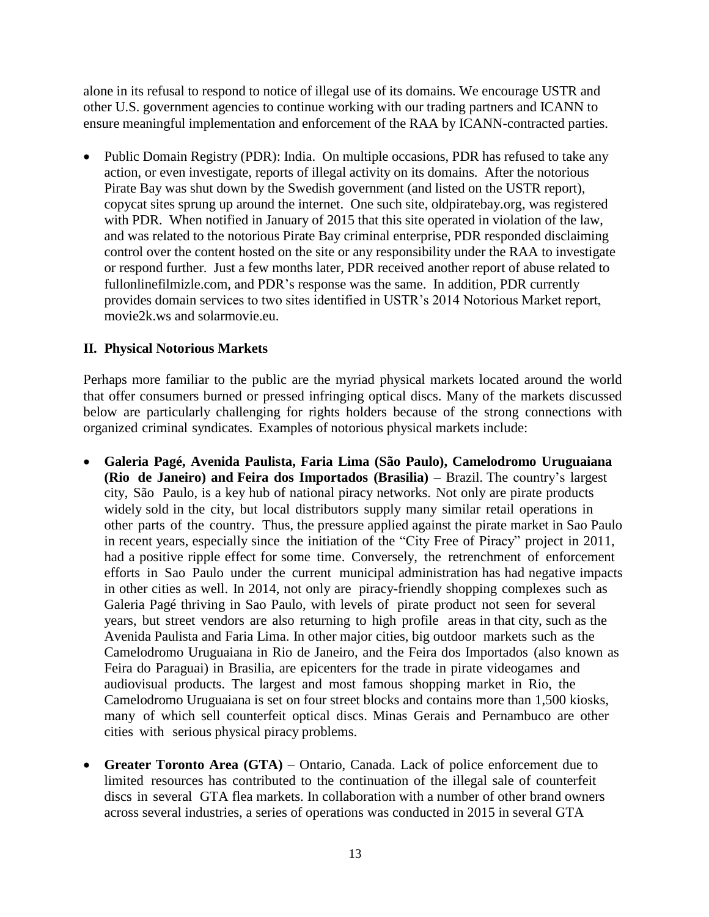alone in its refusal to respond to notice of illegal use of its domains. We encourage USTR and other U.S. government agencies to continue working with our trading partners and ICANN to ensure meaningful implementation and enforcement of the RAA by ICANN-contracted parties.

- Public Domain Registry (PDR): India. On multiple occasions, PDR has refused to take any action, or even investigate, reports of illegal activity on its domains. After the notorious Pirate Bay was shut down by the Swedish government (and listed on the USTR report), copycat sites sprung up around the internet. One such site, oldpiratebay.org, was registered with PDR. When notified in January of 2015 that this site operated in violation of the law, and was related to the notorious Pirate Bay criminal enterprise, PDR responded disclaiming control over the content hosted on the site or any responsibility under the RAA to investigate or respond further. Just a few months later, PDR received another report of abuse related to fullonlinefilmizle.com, and PDR's response was the same. In addition, PDR currently provides domain services to two sites identified in USTR's 2014 Notorious Market report, movie2k.ws and solarmovie.eu.

## II. Physical Notorious Markets

Perhaps more familiar to the public are the myriad physical markets located around the world that offer consumers burned or pressed infringing optical discs. Many of the markets discussed below are particularly challenging for rights holders because of the strong connections with organized criminal syndicates. Examples of notorious physical markets include:

- **Galeria Pagé, Avenida Paulista, Faria Lima (São Paulo), Camelodromo Uruguaiana (Rio de Janeiro) and Feira dos Importados (Brasilia)** – Brazil. The country's largest city, São Paulo, is a key hub of national piracy networks. Not only are pirate products widely sold in the city, but local distributors supply many similar retail operations in other parts of the country. Thus, the pressure applied against the pirate market in Sao Paulo in recent years, especially since the initiation of the "City Free of Piracy" project in 2011, had a positive ripple effect for some time. Conversely, the retrenchment of enforcement efforts in Sao Paulo under the current municipal administration has had negative impacts in other cities as well. In 2014, not only are piracy-friendly shopping complexes such as Galeria Pagé thriving in Sao Paulo, with levels of pirate product not seen for several years, but street vendors are also returning to high profile areas in that city, such as the Avenida Paulista and Faria Lima. In other major cities, big outdoor markets such as the Camelodromo Uruguaiana in Rio de Janeiro, and the Feira dos Importados (also known as Feira do Paraguai) in Brasilia, are epicenters for the trade in pirate videogames and audiovisual products. The largest and most famous shopping market in Rio, the Camelodromo Uruguaiana is set on four street blocks and contains more than 1,500 kiosks, many of which sell counterfeit optical discs. Minas Gerais and Pernambuco are other cities with serious physical piracy problems.

- **Greater Toronto Area (GTA)** – Ontario, Canada. Lack of police enforcement due to limited resources has contributed to the continuation of the illegal sale of counterfeit discs in several GTA flea markets. In collaboration with a number of other brand owners across several industries, a series of operations was conducted in 2015 in several GTA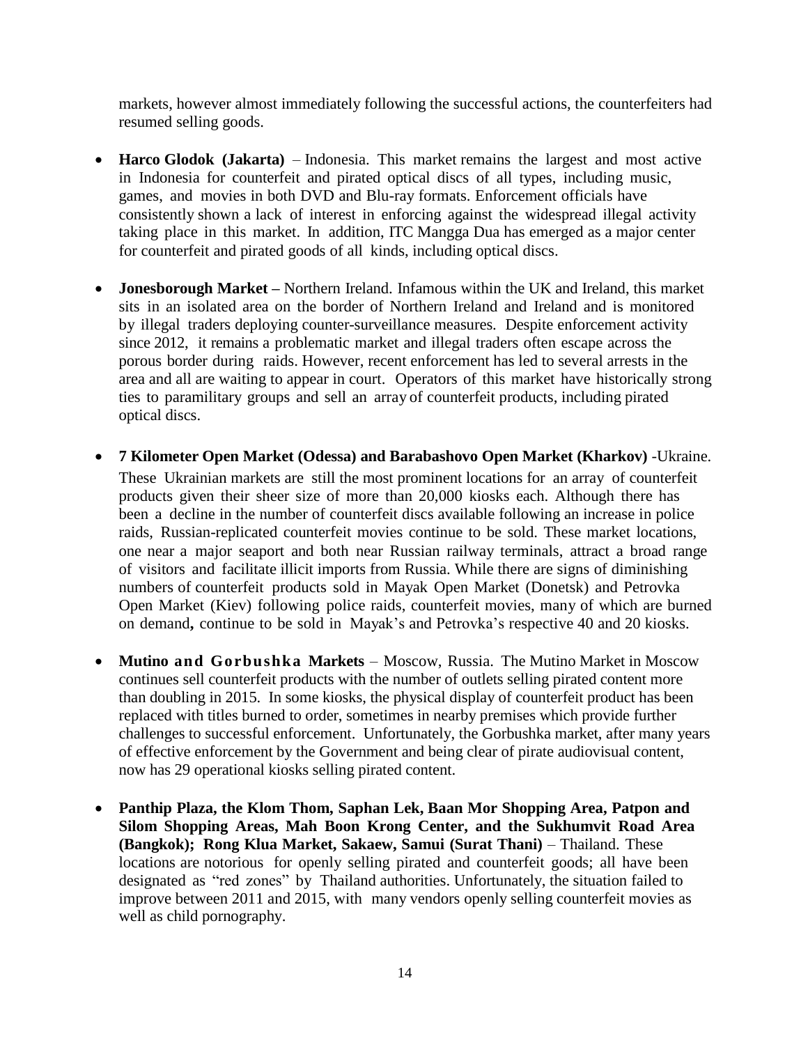markets, however almost immediately following the successful actions, the counterfeiters had resumed selling goods.

- **Harco Glodok (Jakarta)** – Indonesia. This market remains the largest and most active in Indonesia for counterfeit and pirated optical discs of all types, including music, games, and movies in both DVD and Blu-ray formats. Enforcement officials have consistently shown a lack of interest in enforcing against the widespread illegal activity taking place in this market. In addition, ITC Mangga Dua has emerged as a major center for counterfeit and pirated goods of all kinds, including optical discs.

- **Jonesborough Market –** Northern Ireland. Infamous within the UK and Ireland, this market sits in an isolated area on the border of Northern Ireland and Ireland and is monitored by illegal traders deploying counter-surveillance measures. Despite enforcement activity since 2012, it remains a problematic market and illegal traders often escape across the porous border during raids. However, recent enforcement has led to several arrests in the area and all are waiting to appear in court. Operators of this market have historically strong ties to paramilitary groups and sell an array of counterfeit products, including pirated optical discs.

- **7 Kilometer Open Market (Odessa) and Barabashovo Open Market (Kharkov)** -Ukraine. These Ukrainian markets are still the most prominent locations for an array of counterfeit products given their sheer size of more than 20,000 kiosks each. Although there has been a decline in the number of counterfeit discs available following an increase in police raids, Russian-replicated counterfeit movies continue to be sold. These market locations, one near a major seaport and both near Russian railway terminals, attract a broad range of visitors and facilitate illicit imports from Russia. While there are signs of diminishing numbers of counterfeit products sold in Mayak Open Market (Donetsk) and Petrovka Open Market (Kiev) following police raids, counterfeit movies, many of which are burned on demand**,** continue to be sold in Mayak's and Petrovka's respective 40 and 20 kiosks.

- **Mutino and Gorbushka Markets** – Moscow, Russia. The Mutino Market in Moscow continues sell counterfeit products with the number of outlets selling pirated content more than doubling in 2015. In some kiosks, the physical display of counterfeit product has been replaced with titles burned to order, sometimes in nearby premises which provide further challenges to successful enforcement. Unfortunately, the Gorbushka market, after many years of effective enforcement by the Government and being clear of pirate audiovisual content, now has 29 operational kiosks selling pirated content.

- **Panthip Plaza, the Klom Thom, Saphan Lek, Baan Mor Shopping Area, Patpon and Silom Shopping Areas, Mah Boon Krong Center, and the Sukhumvit Road Area (Bangkok); Rong Klua Market, Sakaew, Samui (Surat Thani)** – Thailand. These locations are notorious for openly selling pirated and counterfeit goods; all have been designated as "red zones" by Thailand authorities. Unfortunately, the situation failed to improve between 2011 and 2015, with many vendors openly selling counterfeit movies as well as child pornography.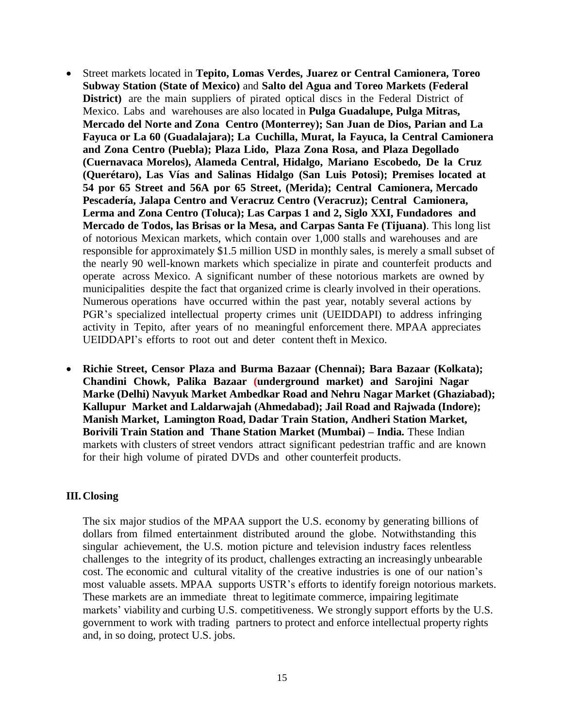- Street markets located in **Tepito, Lomas Verdes, Juarez or Central Camionera, Toreo Subway Station (State of Mexico)** and **Salto del Agua and Toreo Markets (Federal District)** are the main suppliers of pirated optical discs in the Federal District of Mexico. Labs and warehouses are also located in **Pulga Guadalupe, Pulga Mitras, Mercado del Norte and Zona Centro (Monterrey); San Juan de Dios, Parian and La Fayuca or La 60 (Guadalajara); La Cuchilla, Murat, la Fayuca, la Central Camionera and Zona Centro (Puebla); Plaza Lido, Plaza Zona Rosa, and Plaza Degollado (Cuernavaca Morelos), Alameda Central, Hidalgo, Mariano Escobedo, De la Cruz (Querétaro), Las Vías and Salinas Hidalgo (San Luis Potosi); Premises located at 54 por 65 Street and 56A por 65 Street, (Merida); Central Camionera, Mercado Pescadería, Jalapa Centro and Veracruz Centro (Veracruz); Central Camionera, Lerma and Zona Centro (Toluca); Las Carpas 1 and 2, Siglo XXI, Fundadores and Mercado de Todos, las Brisas or la Mesa, and Carpas Santa Fe (Tijuana)**. This long list of notorious Mexican markets, which contain over 1,000 stalls and warehouses and are responsible for approximately $1.5 million USD in monthly sales, is merely a small subset of the nearly 90 well-known markets which specialize in pirate and counterfeit products and operate across Mexico. A significant number of these notorious markets are owned by municipalities despite the fact that organized crime is clearly involved in their operations. Numerous operations have occurred within the past year, notably several actions by PGR's specialized intellectual property crimes unit (UEIDDAPI) to address infringing activity in Tepito, after years of no meaningful enforcement there. MPAA appreciates UEIDDAPI's efforts to root out and deter content theft in Mexico.

- **Richie Street, Censor Plaza and Burma Bazaar (Chennai); Bara Bazaar (Kolkata); Chandini Chowk, Palika Bazaar (underground market) and Sarojini Nagar Marke (Delhi) Navyuk Market Ambedkar Road and Nehru Nagar Market (Ghaziabad); Kallupur Market and Laldarwajah (Ahmedabad); Jail Road and Rajwada (Indore); Manish Market, Lamington Road, Dadar Train Station, Andheri Station Market, Borivili Train Station and Thane Station Market (Mumbai) – India.** These Indian markets with clusters of street vendors attract significant pedestrian traffic and are known for their high volume of pirated DVDs and other counterfeit products.

## III. Closing

The six major studios of the MPAA support the U.S. economy by generating billions of dollars from filmed entertainment distributed around the globe. Notwithstanding this singular achievement, the U.S. motion picture and television industry faces relentless challenges to the integrity of its product, challenges extracting an increasingly unbearable cost. The economic and cultural vitality of the creative industries is one of our nation's most valuable assets. MPAA supports USTR's efforts to identify foreign notorious markets. These markets are an immediate threat to legitimate commerce, impairing legitimate markets' viability and curbing U.S. competitiveness. We strongly support efforts by the U.S. government to work with trading partners to protect and enforce intellectual property rights and, in so doing, protect U.S. jobs.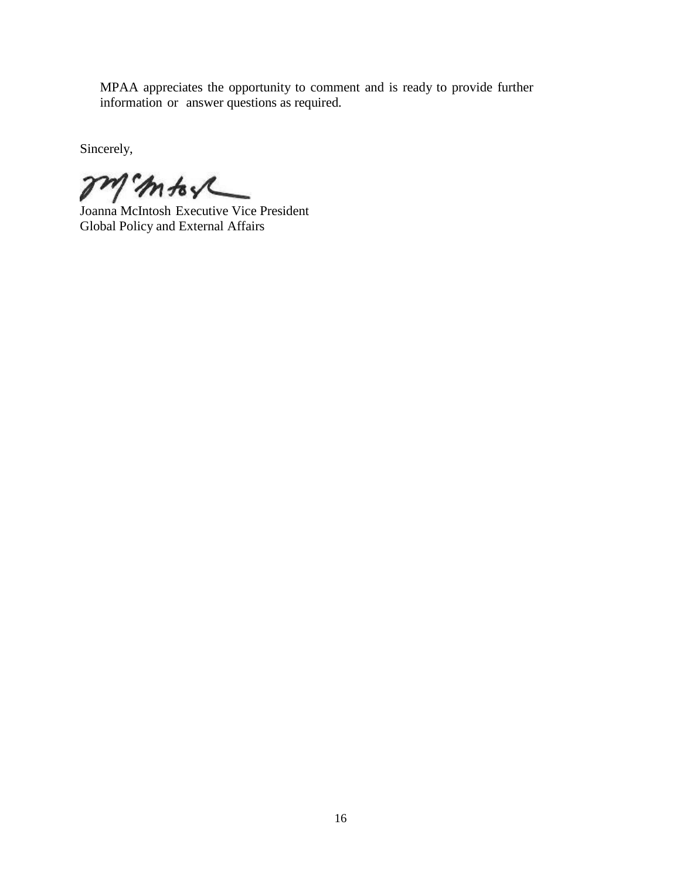MPAA appreciates the opportunity to comment and is ready to provide further information or answer questions as required.

Sincerely,

Joanna McIntosh Executive Vice President
Global Policy and External Affairs